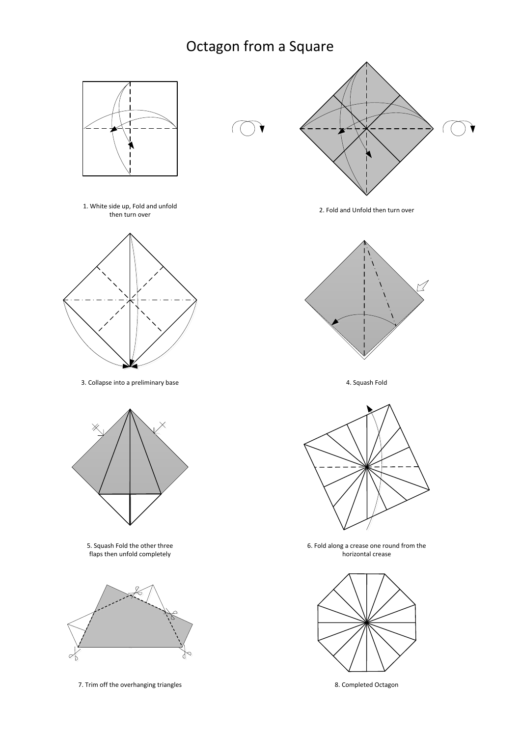# Octagon from a Square

1. White side up, Fold and unfold then turn over

2. Fold and Unfold then turn over

3. Collapse into a preliminary base

4. Squash Fold

5. Squash Fold the other three flaps then unfold completely

6. Fold along a crease one round from the horizontal crease

7. Trim off the overhanging triangles

8. Completed Octagon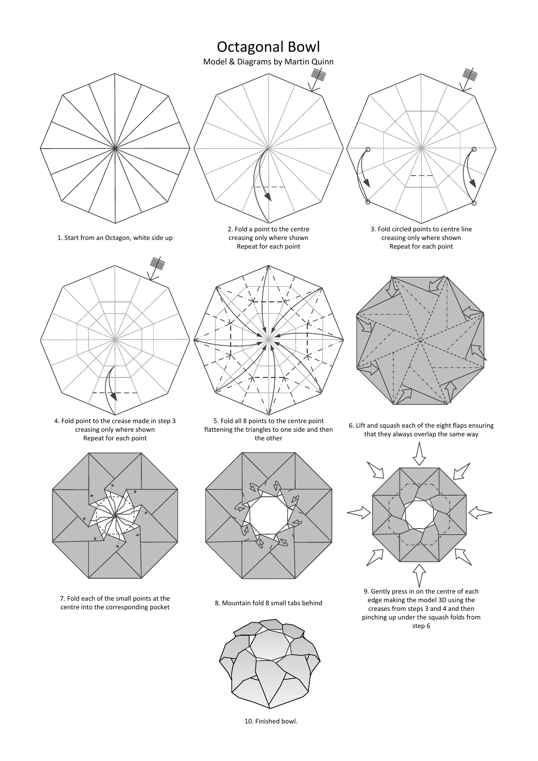# Octagonal Bowl

Model & Diagrams by Martin Quinn

1. Start from an Octagon, white side up

2. Fold a point to the centre creasing only where shown Repeat for each point

3. Fold circled points to centre line creasing only where shown Repeat for each point

4. Fold point to the crease made in step 3 creasing only where shown Repeat for each point

5. Fold all 8 points to the centre point flattening the triangles to one side and then the other

6. Lift and squash each of the eight flaps ensuring that they always overlap the same way

7. Fold each of the small points at the centre into the corresponding pocket

8. Mountain fold 8 small tabs behind

9. Gently press in on the centre of each edge making the model 3D using the creases from steps 3 and 4 and then pinching up under the squash folds from step 6

10. Finished bowl.